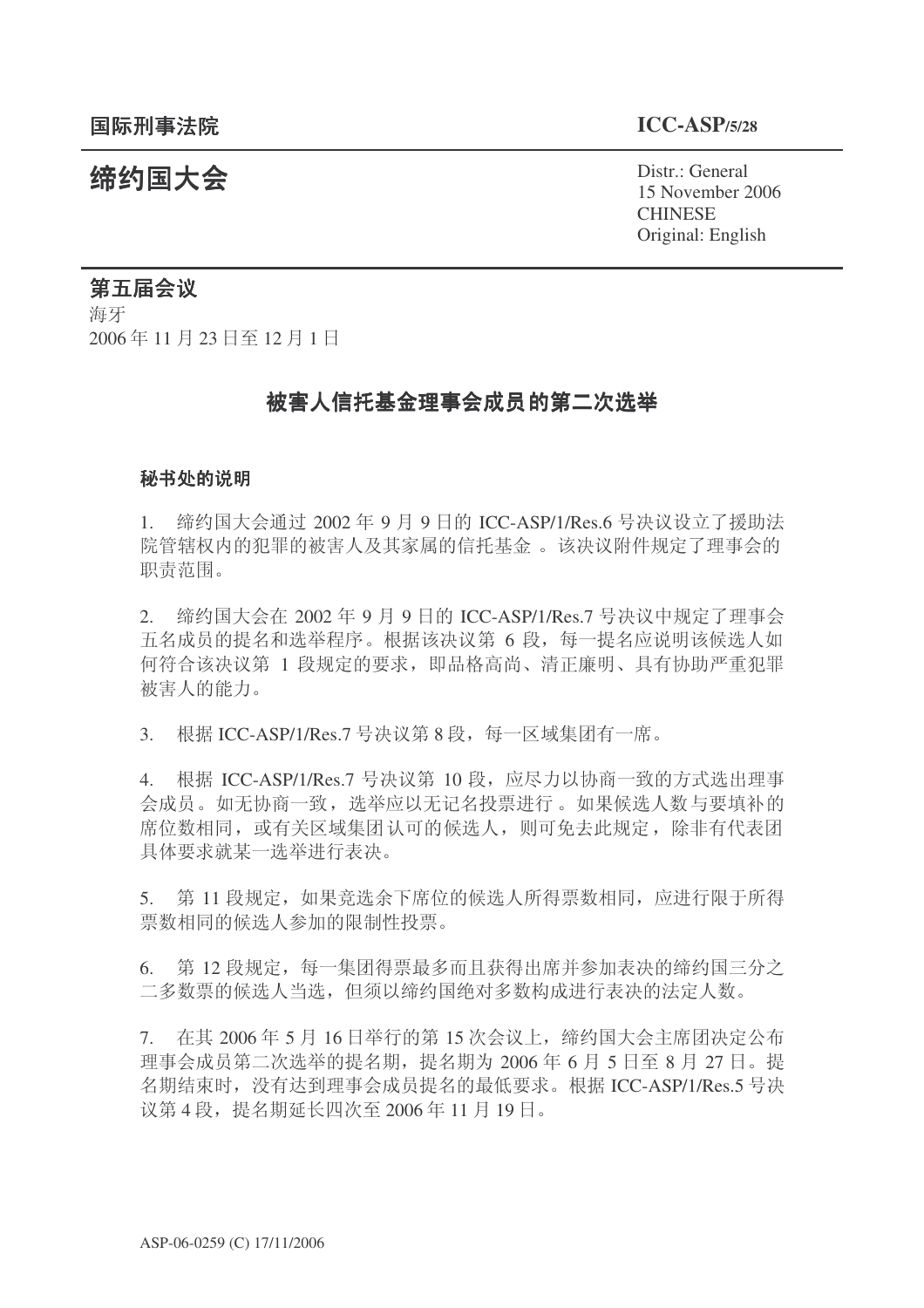国际刑事法院 **ICC-ASP/5/28**

# 缔约国大会

Distr.: General
15 November 2006
CHINESE
Original: English

## 第五届会议

海牙
2006 年 11 月 23 日至 12 月 1 日

## 被害人信托基金理事会成员的第二次选举

### 秘书处的说明

1. 缔约国大会通过 2002 年 9 月 9 日的 ICC-ASP/1/Res.6 号决议设立了援助法院管辖权内的犯罪的被害人及其家属的信托基金 。该决议附件规定了理事会的职责范围。

2. 缔约国大会在 2002 年 9 月 9 日的 ICC-ASP/1/Res.7 号决议中规定了理事会五名成员的提名和选举程序。根据该决议第 6 段，每一提名应说明该候选人如何符合该决议第 1 段规定的要求，即品格高尚、清正廉明、具有协助严重犯罪被害人的能力。

3. 根据 ICC-ASP/1/Res.7 号决议第 8 段，每一区域集团有一席。

4. 根据 ICC-ASP/1/Res.7 号决议第 10 段，应尽力以协商一致的方式选出理事会成员。如无协商一致，选举应以无记名投票进行 。如果候选人数与要填补的席位数相同，或有关区域集团认可的候选人，则可免去此规定，除非有代表团具体要求就某一选举进行表决。

5. 第 11 段规定，如果竞选余下席位的候选人所得票数相同，应进行限于所得票数相同的候选人参加的限制性投票。

6. 第 12 段规定，每一集团得票最多而且获得出席并参加表决的缔约国三分之二多数票的候选人当选，但须以缔约国绝对多数构成进行表决的法定人数。

7. 在其 2006 年 5 月 16 日举行的第 15 次会议上，缔约国大会主席团决定公布理事会成员第二次选举的提名期，提名期为 2006 年 6 月 5 日至 8 月 27 日。提名期结束时，没有达到理事会成员提名的最低要求。根据 ICC-ASP/1/Res.5 号决议第 4 段，提名期延长四次至 2006 年 11 月 19 日。

ASP-06-0259 (C) 17/11/2006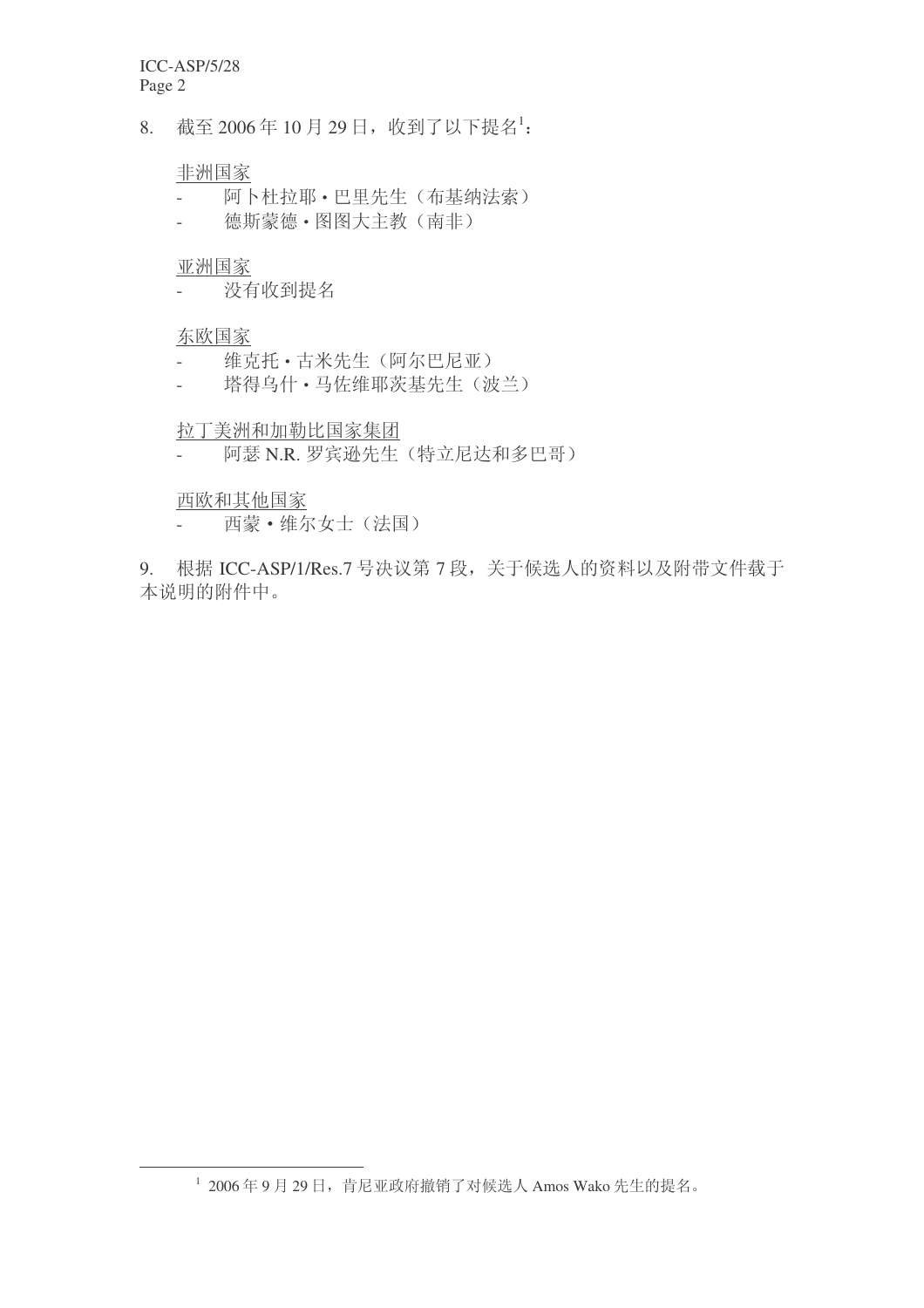8. 截至 2006 年 10 月 29 日，收到了以下提名[1]：

<u>非洲国家</u>

- 阿卜杜拉耶 • 巴里先生（布基纳法索）
- 德斯蒙德 • 图图大主教（南非）

<u>亚洲国家</u>

- 没有收到提名

<u>东欧国家</u>

- 维克托 • 古米先生（阿尔巴尼亚）
- 塔得乌什 • 马佐维耶茨基先生（波兰）

<u>拉丁美洲和加勒比国家集团</u>

- 阿瑟 N.R. 罗宾逊先生（特立尼达和多巴哥）

<u>西欧和其他国家</u>

- 西蒙 • 维尔女士（法国）

9. 根据 ICC-ASP/1/Res.7 号决议第 7 段，关于候选人的资料以及附带文件载于本说明的附件中。

[1] 2006 年 9 月 29 日，肯尼亚政府撤销了对候选人 Amos Wako 先生的提名。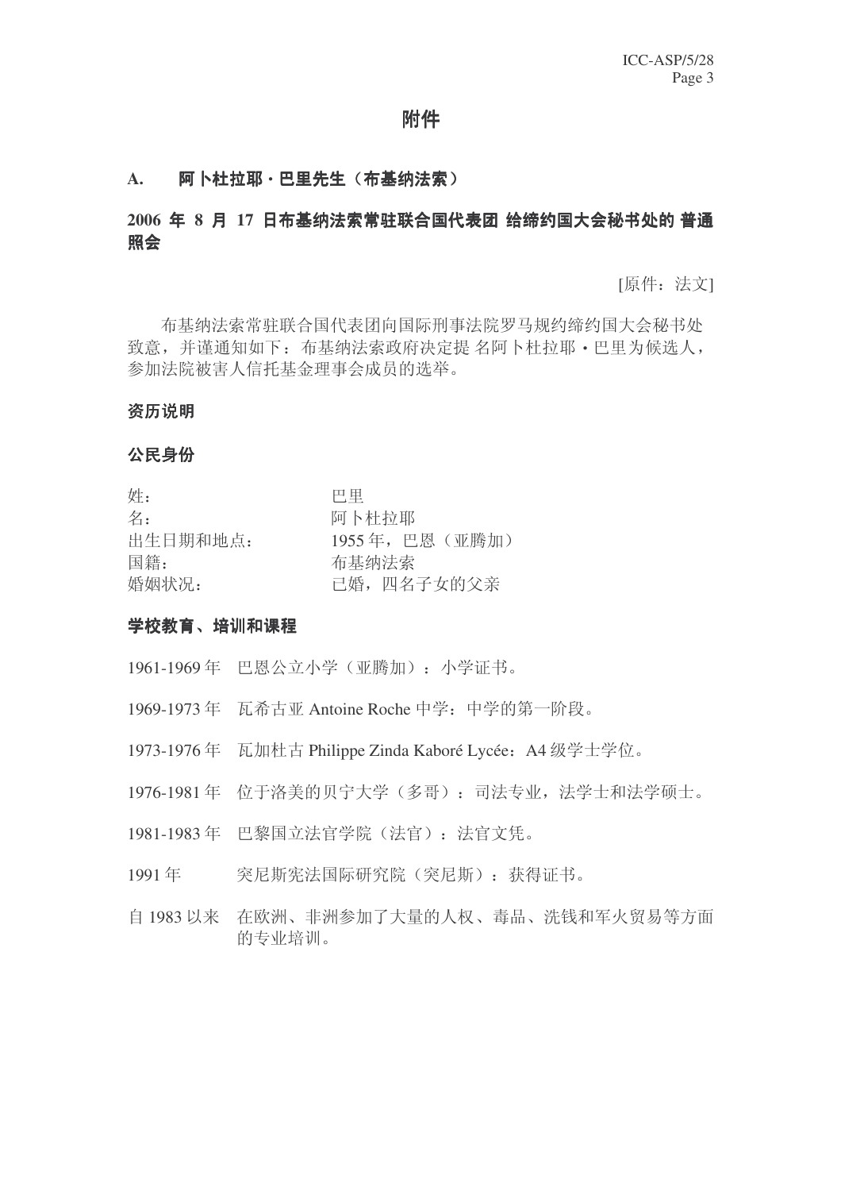# 附件

## A. 阿卜杜拉耶·巴里先生（布基纳法索）

### 2006 年 8 月 17 日布基纳法索常驻联合国代表团 给缔约国大会秘书处的 普通照会

[原件：法文]

布基纳法索常驻联合国代表团向国际刑事法院罗马规约缔约国大会秘书处致意，并谨通知如下：布基纳法索政府决定提 名阿卜杜拉耶·巴里为候选人，参加法院被害人信托基金理事会成员的选举。

### 资历说明

### 公民身份

| | |
|---|---|
| 姓： | 巴里 |
| 名： | 阿卜杜拉耶 |
| 出生日期和地点： | 1955 年，巴恩（亚腾加） |
| 国籍： | 布基纳法索 |
| 婚姻状况： | 已婚，四名子女的父亲 |

### 学校教育、培训和课程

1961-1969 年　巴恩公立小学（亚腾加）：小学证书。

1969-1973 年　瓦希古亚 Antoine Roche 中学：中学的第一阶段。

1973-1976 年　瓦加杜古 Philippe Zinda Kaboré Lycée：A4 级学士学位。

1976-1981 年　位于洛美的贝宁大学（多哥）：司法专业，法学士和法学硕士。

1981-1983 年　巴黎国立法官学院（法官）：法官文凭。

1991 年　突尼斯宪法国际研究院（突尼斯）：获得证书。

自 1983 以来　在欧洲、非洲参加了大量的人权、毒品、洗钱和军火贸易等方面的专业培训。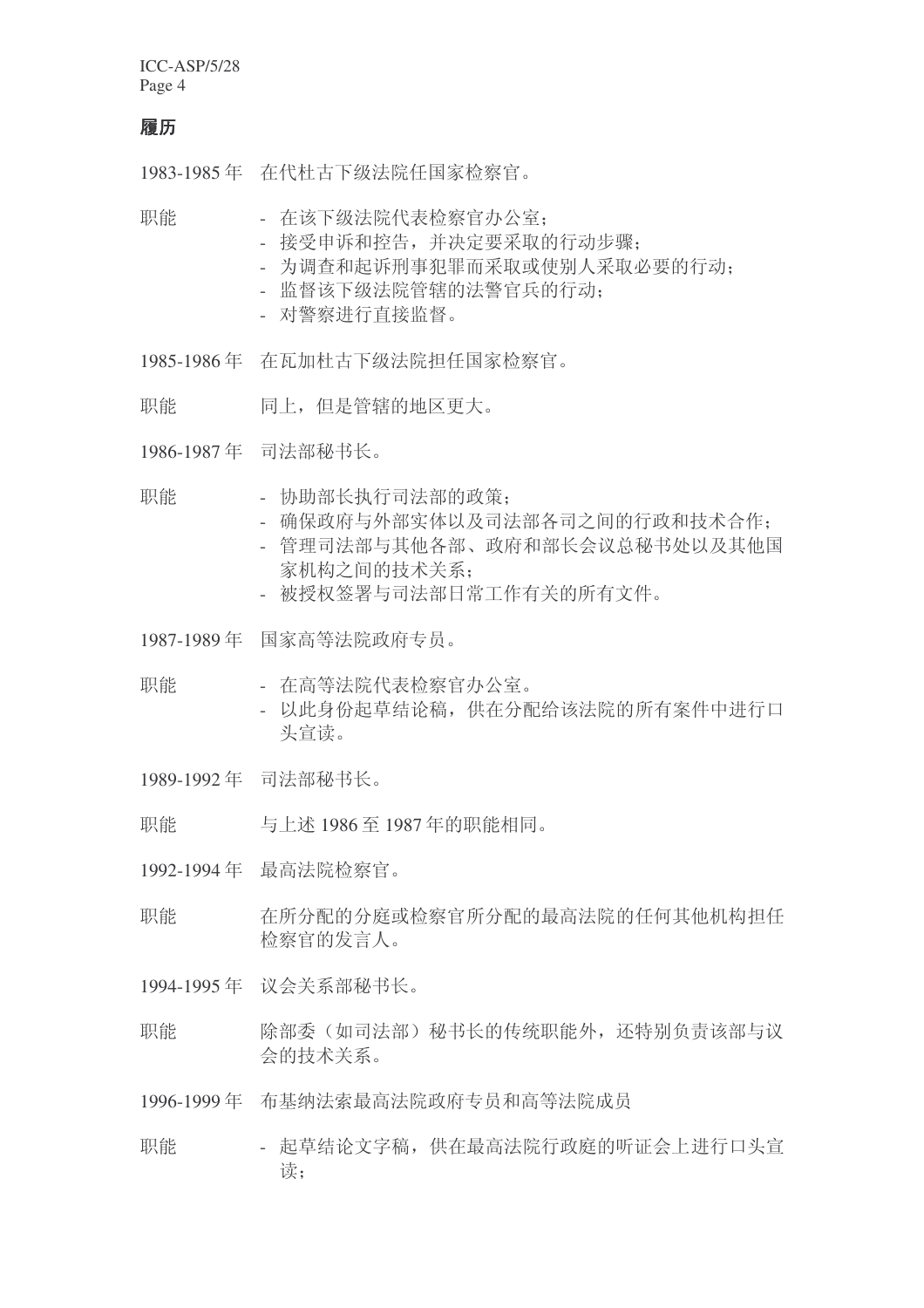## 履历

1983-1985 年　在代杜古下级法院任国家检察官。

职能
- 在该下级法院代表检察官办公室；
- 接受申诉和控告，并决定要采取的行动步骤；
- 为调查和起诉刑事犯罪而采取或使别人采取必要的行动；
- 监督该下级法院管辖的法警官兵的行动；
- 对警察进行直接监督。

1985-1986 年　在瓦加杜古下级法院担任国家检察官。

职能　同上，但是管辖的地区更大。

1986-1987 年　司法部秘书长。

职能
- 协助部长执行司法部的政策；
- 确保政府与外部实体以及司法部各司之间的行政和技术合作；
- 管理司法部与其他各部、政府和部长会议总秘书处以及其他国家机构之间的技术关系；
- 被授权签署与司法部日常工作有关的所有文件。

1987-1989 年　国家高等法院政府专员。

职能
- 在高等法院代表检察官办公室。
- 以此身份起草结论稿，供在分配给该法院的所有案件中进行口头宣读。

1989-1992 年　司法部秘书长。

职能　与上述 1986 至 1987 年的职能相同。

1992-1994 年　最高法院检察官。

职能　在所分配的分庭或检察官所分配的最高法院的任何其他机构担任检察官的发言人。

1994-1995 年　议会关系部秘书长。

职能　除部委（如司法部）秘书长的传统职能外，还特别负责该部与议会的技术关系。

1996-1999 年　布基纳法索最高法院政府专员和高等法院成员

职能
- 起草结论文字稿，供在最高法院行政庭的听证会上进行口头宣读；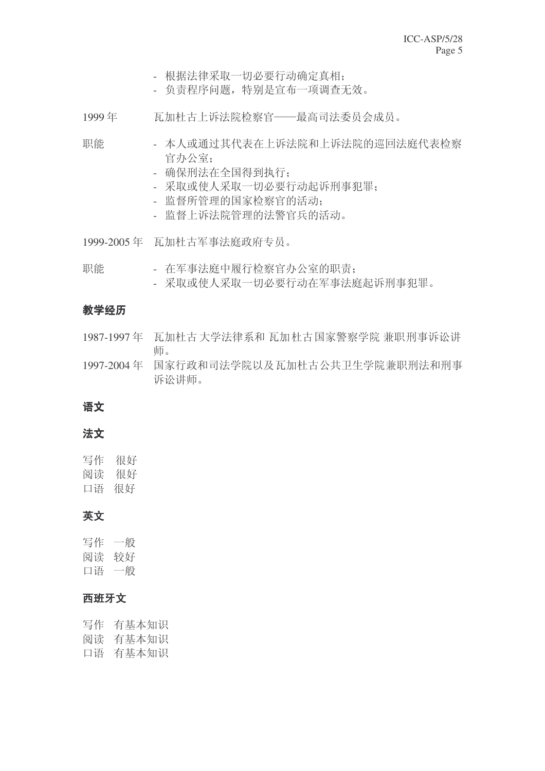- 根据法律采取一切必要行动确定真相；
- 负责程序问题，特别是宣布一项调查无效。

1999 年　瓦加杜古上诉法院检察官——最高司法委员会成员。

职能
- 本人或通过其代表在上诉法院和上诉法院的巡回法庭代表检察官办公室；
- 确保刑法在全国得到执行；
- 采取或使人采取一切必要行动起诉刑事犯罪；
- 监督所管理的国家检察官的活动；
- 监督上诉法院管理的法警官兵的活动。

1999-2005 年　瓦加杜古军事法庭政府专员。

职能
- 在军事法庭中履行检察官办公室的职责；
- 采取或使人采取一切必要行动在军事法庭起诉刑事犯罪。

### 教学经历

1987-1997 年　瓦加杜古 大学法律系和 瓦加杜古国家警察学院 兼职刑事诉讼讲师。

1997-2004 年　国家行政和司法学院以及瓦加杜古公共卫生学院兼职刑法和刑事诉讼讲师。

### 语文

### 法文

写作　很好
阅读　很好
口语　很好

### 英文

写作　一般
阅读　较好
口语　一般

### 西班牙文

写作　有基本知识
阅读　有基本知识
口语　有基本知识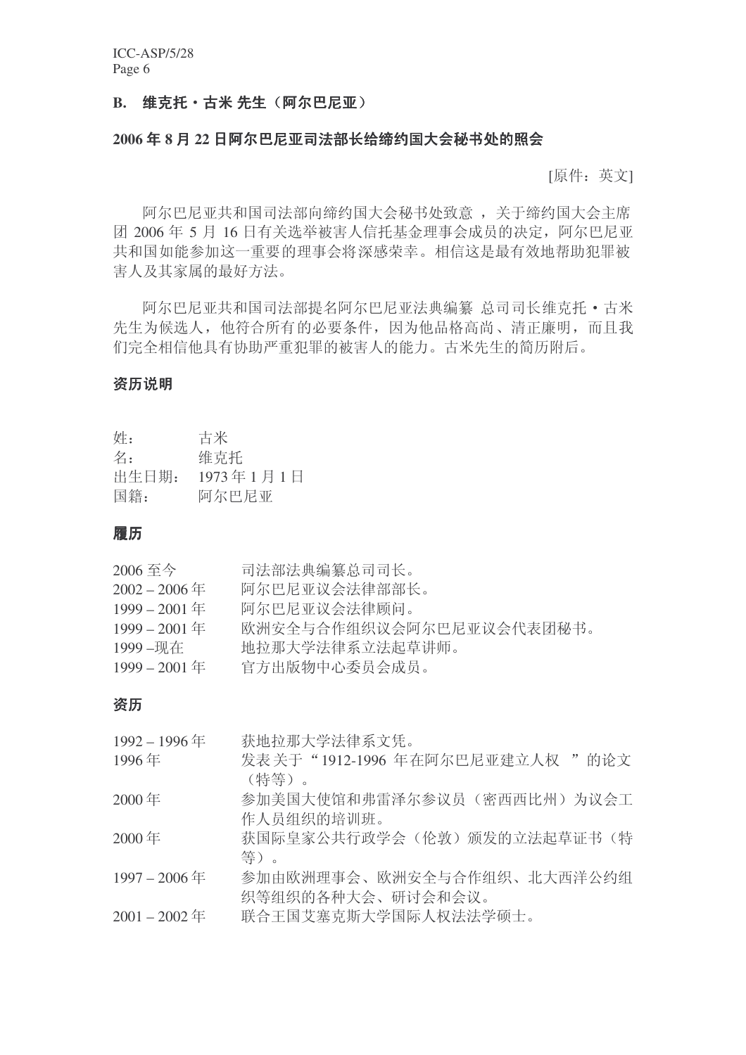## B. 维克托・古米 先生（阿尔巴尼亚）

**2006 年 8 月 22 日阿尔巴尼亚司法部长给缔约国大会秘书处的照会**

[原件：英文]

阿尔巴尼亚共和国司法部向缔约国大会秘书处致意，关于缔约国大会主席团 2006 年 5 月 16 日有关选举被害人信托基金理事会成员的决定，阿尔巴尼亚共和国如能参加这一重要的理事会将深感荣幸。相信这是最有效地帮助犯罪被害人及其家属的最好方法。

阿尔巴尼亚共和国司法部提名阿尔巴尼亚法典编纂 总司司长维克托・古米先生为候选人，他符合所有的必要条件，因为他品格高尚、清正廉明，而且我们完全相信他具有协助严重犯罪的被害人的能力。古米先生的简历附后。

### 资历说明

| | |
|---|---|
| 姓： | 古米 |
| 名： | 维克托 |
| 出生日期： | 1973 年 1 月 1 日 |
| 国籍： | 阿尔巴尼亚 |

### 履历

| | |
|---|---|
| 2006 至今 | 司法部法典编纂总司司长。 |
| 2002 – 2006 年 | 阿尔巴尼亚议会法律部部长。 |
| 1999 – 2001 年 | 阿尔巴尼亚议会法律顾问。 |
| 1999 – 2001 年 | 欧洲安全与合作组织议会阿尔巴尼亚议会代表团秘书。 |
| 1999 –现在 | 地拉那大学法律系立法起草讲师。 |
| 1999 – 2001 年 | 官方出版物中心委员会成员。 |

### 资历

| | |
|---|---|
| 1992 – 1996 年 | 获地拉那大学法律系文凭。 |
| 1996 年 | 发表关于“1912-1996 年在阿尔巴尼亚建立人权 ”的论文（特等）。 |
| 2000 年 | 参加美国大使馆和弗雷泽尔参议员（密西西比州）为议会工作人员组织的培训班。 |
| 2000 年 | 获国际皇家公共行政学会（伦敦）颁发的立法起草证书（特等）。 |
| 1997 – 2006 年 | 参加由欧洲理事会、欧洲安全与合作组织、北大西洋公约组织等组织的各种大会、研讨会和会议。 |
| 2001 – 2002 年 | 联合王国艾塞克斯大学国际人权法法学硕士。 |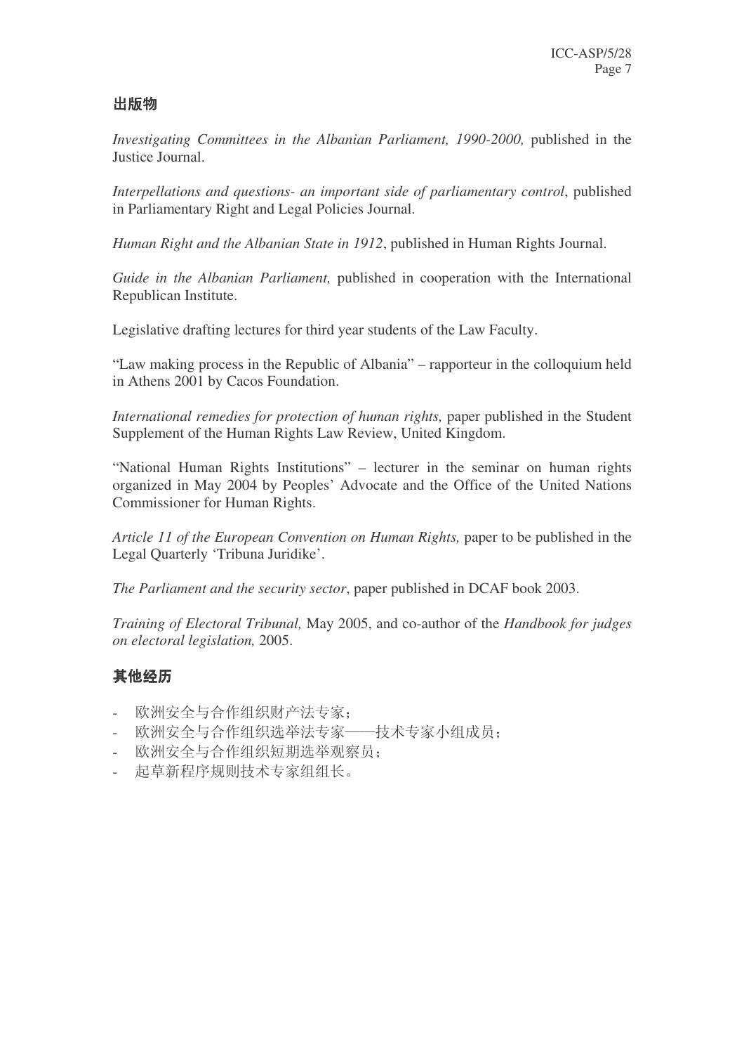### 出版物

*Investigating Committees in the Albanian Parliament, 1990-2000,* published in the Justice Journal.

*Interpellations and questions- an important side of parliamentary control*, published in Parliamentary Right and Legal Policies Journal.

*Human Right and the Albanian State in 1912*, published in Human Rights Journal.

*Guide in the Albanian Parliament,* published in cooperation with the International Republican Institute.

Legislative drafting lectures for third year students of the Law Faculty.

"Law making process in the Republic of Albania" – rapporteur in the colloquium held in Athens 2001 by Cacos Foundation.

*International remedies for protection of human rights,* paper published in the Student Supplement of the Human Rights Law Review, United Kingdom.

"National Human Rights Institutions" – lecturer in the seminar on human rights organized in May 2004 by Peoples' Advocate and the Office of the United Nations Commissioner for Human Rights.

*Article 11 of the European Convention on Human Rights,* paper to be published in the Legal Quarterly 'Tribuna Juridike'.

*The Parliament and the security sector*, paper published in DCAF book 2003.

*Training of Electoral Tribunal,* May 2005, and co-author of the *Handbook for judges on electoral legislation,* 2005.

### 其他经历

- 欧洲安全与合作组织财产法专家；
- 欧洲安全与合作组织选举法专家——技术专家小组成员；
- 欧洲安全与合作组织短期选举观察员；
- 起草新程序规则技术专家组组长。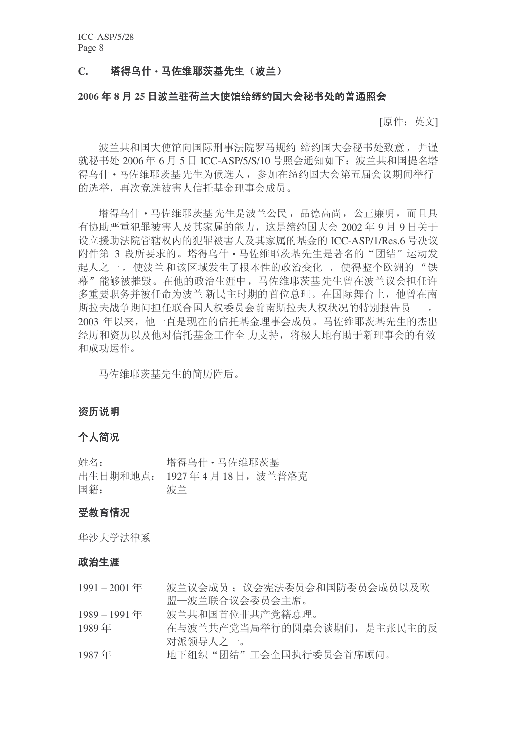## C. 塔得乌什・马佐维耶茨基先生（波兰）

**2006 年 8 月 25 日波兰驻荷兰大使馆给缔约国大会秘书处的普通照会**

[原件：英文]

波兰共和国大使馆向国际刑事法院罗马规约 缔约国大会秘书处致意，并谨就秘书处 2006 年 6 月 5 日 ICC-ASP/5/S/10 号照会通知如下：波兰共和国提名塔得乌什・马佐维耶茨基 先生为候选人，参加在缔约国大会第五届会议期间举行的选举，再次竞选被害人信托基金理事会成员。

塔得乌什・马佐维耶茨基 先生是波兰公民，品德高尚，公正廉明，而且具有协助严重犯罪被害人及其家属的能力，这是缔约国大会 2002 年 9 月 9 日关于设立援助法院管辖权内的犯罪被害人及其家属的基金的 ICC-ASP/1/Res.6 号决议附件第 3 段所要求的。塔得乌什・马佐维耶茨基先生是著名的"团结"运动发起人之一，使波兰和该区域发生了根本性的政治变化 ，使得整个欧洲的 "铁幕"能够被摧毁。在他的政治生涯中，马佐维耶茨基先生曾在波兰议会担任许多重要职务并被任命为波兰 新民主时期的首位总理。在国际舞台上，他曾在南斯拉夫战争期间担任联合国人权委员会前南斯拉夫人权状况的特别报告员 。2003 年以来，他一直是现在的信托基金理事会成员。马佐维耶茨基先生的杰出经历和资历以及他对信托基金工作全 力支持，将极大地有助于新理事会的有效和成功运作。

马佐维耶茨基先生的简历附后。

### 资历说明

### 个人简况

| | |
|---|---|
| 姓名： | 塔得乌什・马佐维耶茨基 |
| 出生日期和地点： | 1927 年 4 月 18 日，波兰普洛克 |
| 国籍： | 波兰 |

### 受教育情况

华沙大学法律系

### 政治生涯

| | |
|---|---|
| 1991 – 2001 年 | 波兰议会成员 ； 议会宪法委员会和国防委员会成员以及欧盟—波兰联合议会委员会主席。 |
| 1989 – 1991 年 | 波兰共和国首位非共产党籍总理。 |
| 1989 年 | 在与波兰共产党当局举行的圆桌会谈期间，是主张民主的反对派领导人之一。 |
| 1987 年 | 地下组织"团结"工会全国执行委员会首席顾问。 |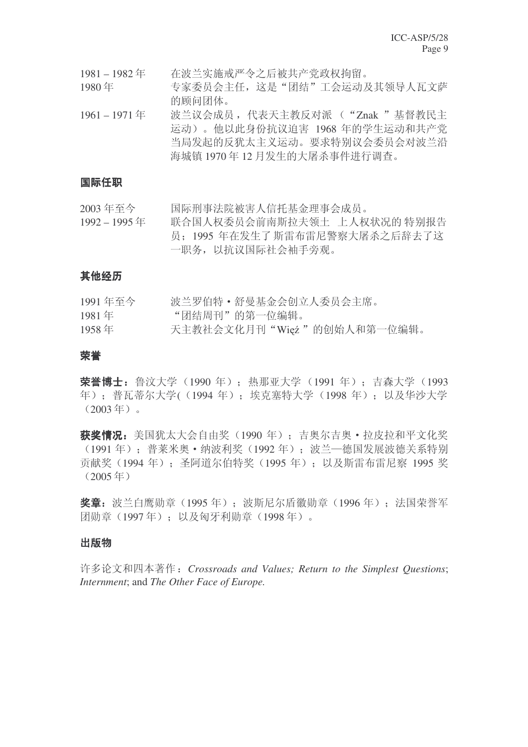1981 – 1982 年　在波兰实施戒严令之后被共产党政权拘留。

1980 年　专家委员会主任，这是“团结”工会运动及其领导人瓦文萨的顾问团体。

1961 – 1971 年　波兰议会成员，代表天主教反对派（“Znak ”基督教民主运动）。他以此身份抗议迫害 1968 年的学生运动和共产党当局发起的反犹太主义运动。要求特别议会委员会对波兰沿海城镇 1970 年 12 月发生的大屠杀事件进行调查。

## 国际任职

2003 年至今　国际刑事法院被害人信托基金理事会成员。

1992 – 1995 年　联合国人权委员会前南斯拉夫领土 上人权状况的 特别报告员；1995 年在发生了 斯雷布雷尼警察大屠杀之后辞去了这一职务，以抗议国际社会袖手旁观。

## 其他经历

1991 年至今　波兰罗伯特・舒曼基金会创立人委员会主席。

1981 年　“团结周刊”的第一位编辑。

1958 年　天主教社会文化月刊“Więź ”的创始人和第一位编辑。

## 荣誉

**荣誉博士：**鲁汶大学（1990 年）；热那亚大学（1991 年）；吉森大学（1993 年）；普瓦蒂尔大学(（1994 年）；埃克塞特大学（1998 年）；以及华沙大学（2003 年）。

**获奖情况：**美国犹太大会自由奖（1990 年）；吉奥尔吉奥・拉皮拉和平文化奖（1991 年）；普莱米奥・纳波利奖（1992 年）；波兰—德国发展波德关系特别贡献奖（1994 年）；圣阿道尔伯特奖（1995 年）；以及斯雷布雷尼察 1995 奖（2005 年）

**奖章：**波兰白鹰勋章（1995 年）；波斯尼尔盾徽勋章（1996 年）；法国荣誉军团勋章（1997 年）；以及匈牙利勋章（1998 年）。

## 出版物

许多论文和四本著作：*Crossroads and Values; Return to the Simplest Questions*; *Internment*; and *The Other Face of Europe.*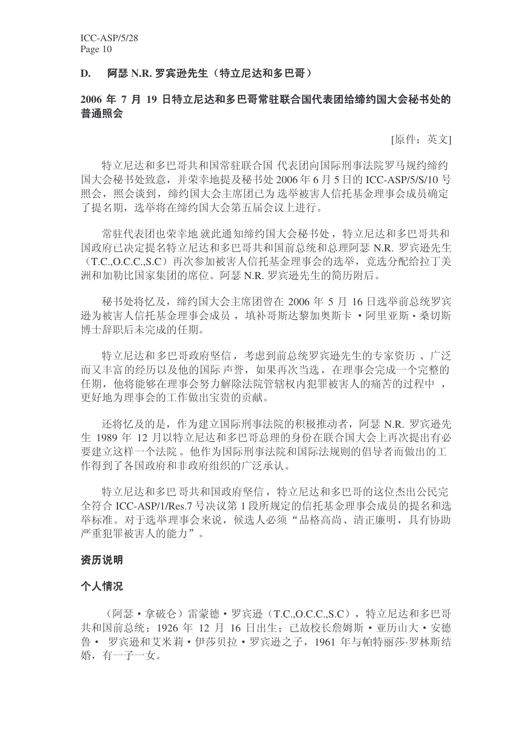## D. 阿瑟 N.R. 罗宾逊先生（特立尼达和多巴哥）

### 2006 年 7 月 19 日特立尼达和多巴哥常驻联合国代表团给缔约国大会秘书处的普通照会

[原件：英文]

特立尼达和多巴哥共和国常驻联合国 代表团向国际刑事法院罗马规约缔约国大会秘书处致意，并荣幸地提及秘书处 2006 年 6 月 5 日的 ICC-ASP/5/S/10 号照会，照会谈到，缔约国大会主席团已为 选举被害人信托基金理事会成员确定了提名期，选举将在缔约国大会第五届会议上进行。

常驻代表团也荣幸地 就此通知缔约国大会秘书处，特立尼达和多巴哥共和国政府已决定提名特立尼达和多巴哥共和国前总统和总理阿瑟 N.R. 罗宾逊先生（T.C.,O.C.C.,S.C）再次参加被害人信托基金理事会的选举，竞选分配给拉丁美洲和加勒比国家集团的席位。阿瑟 N.R. 罗宾逊先生的简历附后。

秘书处将忆及，缔约国大会主席团曾在 2006 年 5 月 16 日选举前总统罗宾逊为被害人信托基金理事会成员， 填补哥斯达黎加奥斯卡 • 阿里亚斯 • 桑切斯博士辞职后未完成的任期。

特立尼达和多巴哥政府坚信，考虑到前总统罗宾逊先生的专家资历 、广泛而又丰富的经历以及他的国际 声誉，如果再次当选，在理事会完成一个完整的任期，他将能够在理事会努力解除法院管辖权内犯罪被害人的痛苦的过程中 ，更好地为理事会的工作做出宝贵的贡献。

还将忆及的是，作为建立国际刑事法院的积极推动者，阿瑟 N.R. 罗宾逊先生 1989 年 12 月以特立尼达和多巴哥总理的身份在联合国大会上再次提出有必要建立这样一个法院 。他作为国际刑事法院和国际法规则的倡导者而做出的工作得到了各国政府和非政府组织的广泛承认。

特立尼达和多巴 哥共和国政府坚信，特立尼达和多巴哥的这位杰出公民完全符合 ICC-ASP/1/Res.7 号决议第 1 段所规定的信托基金理事会成员的提名和选举标准。对于选举理事会来说，候选人必须“品格高尚、清正廉明，具有协助严重犯罪被害人的能力”。

### 资历说明

### 个人情况

（阿瑟 • 拿破仑）雷蒙德 • 罗宾逊（T.C.,O.C.C.,S.C），特立尼达和多巴哥共和国前总统；1926 年 12 月 16 日出生；已故校长詹姆斯 • 亚历山大 • 安德鲁 • 罗宾逊和艾米莉 • 伊莎贝拉 • 罗宾逊之子，1961 年与帕特丽莎·罗林斯结婚，有一子一女。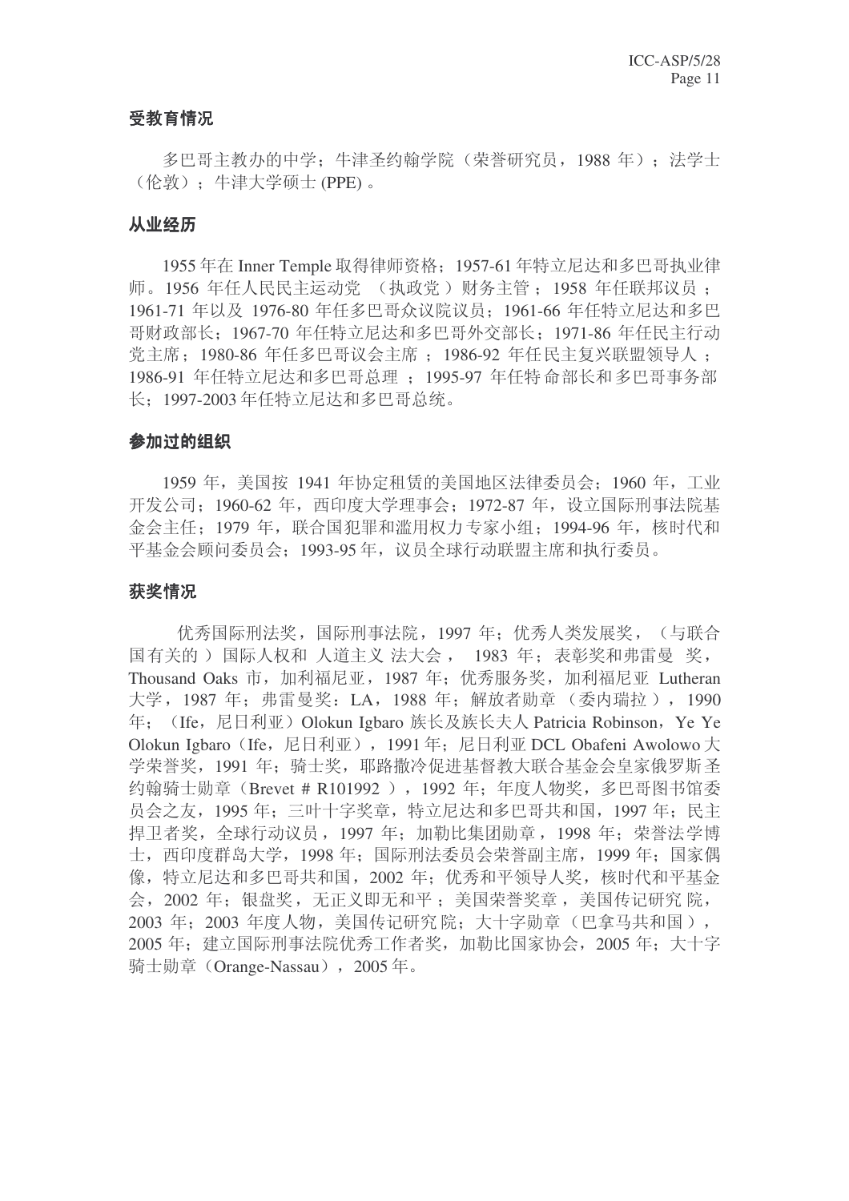### 受教育情况

多巴哥主教办的中学；牛津圣约翰学院（荣誉研究员，1988 年）；法学士（伦敦）；牛津大学硕士 (PPE) 。

### 从业经历

1955 年在 Inner Temple 取得律师资格；1957-61 年特立尼达和多巴哥执业律师。1956 年任人民民主运动党 （执政党 ）财务主管 ；1958 年任联邦议员 ；1961-71 年以及 1976-80 年任多巴哥众议院议员；1961-66 年任特立尼达和多巴哥财政部长；1967-70 年任特立尼达和多巴哥外交部长；1971-86 年任民主行动党主席；1980-86 年任多巴哥议会主席 ；1986-92 年任民主复兴联盟领导人 ；1986-91 年任特立尼达和多巴哥总理 ；1995-97 年任特命部长和多巴哥事务部长；1997-2003 年任特立尼达和多巴哥总统。

### 参加过的组织

1959 年，美国按 1941 年协定租赁的美国地区法律委员会；1960 年，工业开发公司；1960-62 年，西印度大学理事会；1972-87 年，设立国际刑事法院基金会主任；1979 年，联合国犯罪和滥用权力专家小组；1994-96 年，核时代和平基金会顾问委员会；1993-95 年，议员全球行动联盟主席和执行委员。

### 获奖情况

优秀国际刑法奖，国际刑事法院，1997 年；优秀人类发展奖，（与联合国有关的 ）国际人权和 人道主义 法大会， 1983 年；表彰奖和弗雷曼 奖，Thousand Oaks 市，加利福尼亚，1987 年；优秀服务奖，加利福尼亚 Lutheran 大学，1987 年；弗雷曼奖：LA，1988 年；解放者勋章 （委内瑞拉 ），1990 年；（Ife，尼日利亚）Olokun Igbaro 族长及族长夫人 Patricia Robinson，Ye Ye Olokun Igbaro（Ife，尼日利亚），1991 年；尼日利亚 DCL Obafeni Awolowo 大学荣誉奖，1991 年；骑士奖，耶路撒冷促进基督教大联合基金会皇家俄罗斯圣约翰骑士勋章（Brevet # R101992 ），1992 年；年度人物奖，多巴哥图书馆委员会之友，1995 年；三叶十字奖章，特立尼达和多巴哥共和国，1997 年；民主捍卫者奖，全球行动议员，1997 年；加勒比集团勋章，1998 年；荣誉法学博士，西印度群岛大学，1998 年；国际刑法委员会荣誉副主席，1999 年；国家偶像，特立尼达和多巴哥共和国，2002 年；优秀和平领导人奖，核时代和平基金会，2002 年；银盘奖，无正义即无和平 ；美国荣誉奖章 ，美国传记研究 院，2003 年；2003 年度人物，美国传记研究 院；大十字勋章（巴拿马共和国 ），2005 年；建立国际刑事法院优秀工作者奖，加勒比国家协会，2005 年；大十字骑士勋章（Orange-Nassau），2005 年。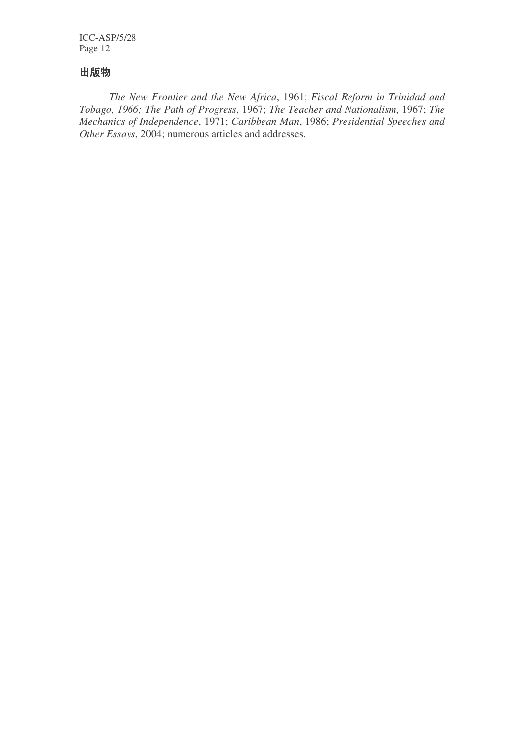## 出版物

*The New Frontier and the New Africa*, 1961; *Fiscal Reform in Trinidad and Tobago, 1966; The Path of Progress*, 1967; *The Teacher and Nationalism*, 1967; *The Mechanics of Independence*, 1971; *Caribbean Man*, 1986; *Presidential Speeches and Other Essays*, 2004; numerous articles and addresses.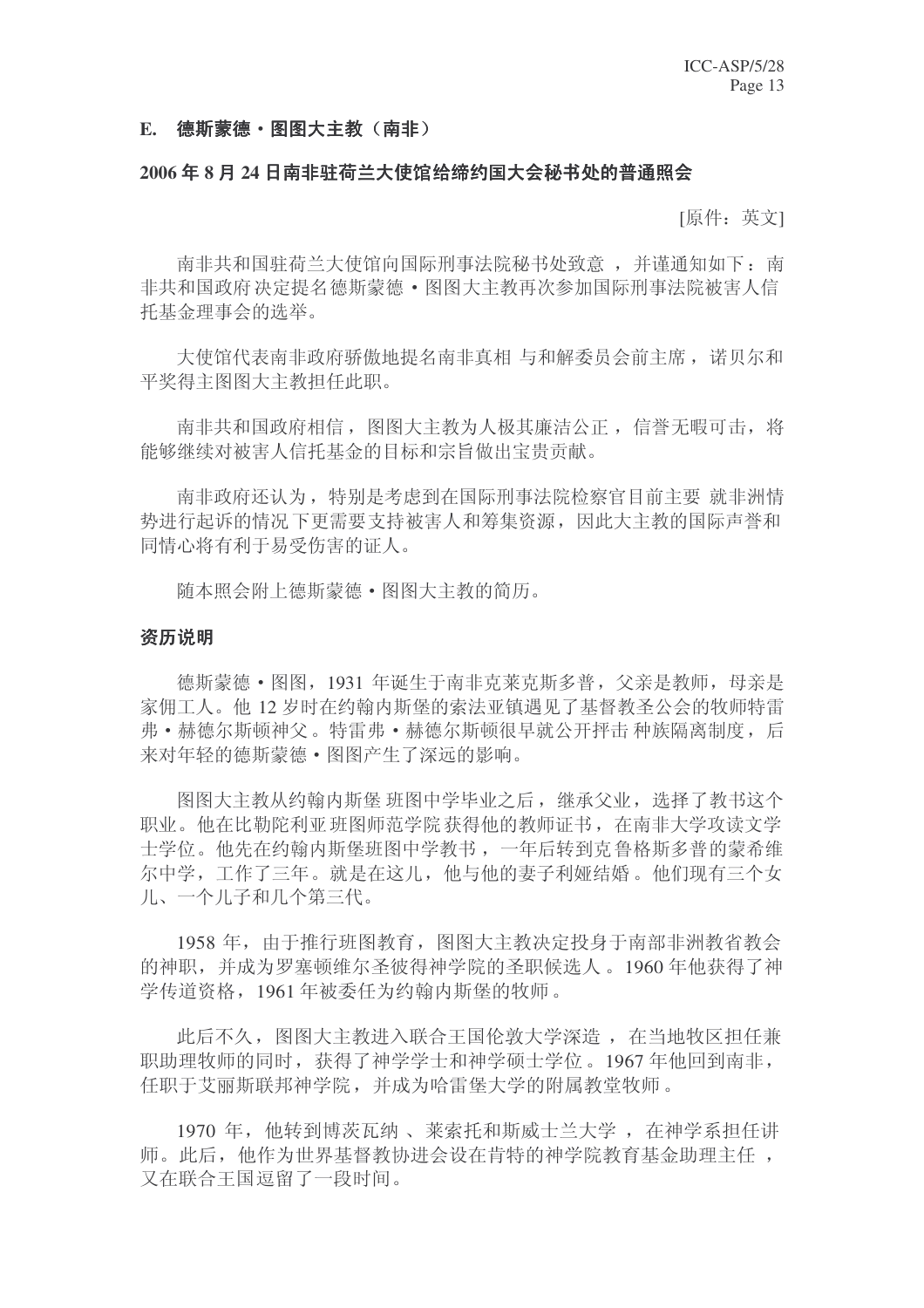### E. 德斯蒙德·图图大主教（南非）

**2006 年 8 月 24 日南非驻荷兰大使馆给缔约国大会秘书处的普通照会**

[原件：英文]

南非共和国驻荷兰大使馆向国际刑事法院秘书处致意，并谨通知如下：南非共和国政府决定提名德斯蒙德·图图大主教再次参加国际刑事法院被害人信托基金理事会的选举。

大使馆代表南非政府骄傲地提名南非真相与和解委员会前主席，诺贝尔和平奖得主图图大主教担任此职。

南非共和国政府相信，图图大主教为人极其廉洁公正，信誉无暇可击，将能够继续对被害人信托基金的目标和宗旨做出宝贵贡献。

南非政府还认为，特别是考虑到在国际刑事法院检察官目前主要就非洲情势进行起诉的情况下更需要支持被害人和筹集资源，因此大主教的国际声誉和同情心将有利于易受伤害的证人。

随本照会附上德斯蒙德·图图大主教的简历。

**资历说明**

德斯蒙德·图图，1931 年诞生于南非克莱克斯多普，父亲是教师，母亲是家佣工人。他 12 岁时在约翰内斯堡的索法亚镇遇见了基督教圣公会的牧师特雷弗·赫德尔斯顿神父。特雷弗·赫德尔斯顿很早就公开抨击种族隔离制度，后来对年轻的德斯蒙德·图图产生了深远的影响。

图图大主教从约翰内斯堡班图中学毕业之后，继承父业，选择了教书这个职业。他在比勒陀利亚班图师范学院获得他的教师证书，在南非大学攻读文学士学位。他先在约翰内斯堡班图中学教书，一年后转到克鲁格斯多普的蒙希维尔中学，工作了三年。就是在这儿，他与他的妻子利娅结婚。他们现有三个女儿、一个儿子和几个第三代。

1958 年，由于推行班图教育，图图大主教决定投身于南部非洲教省教会的神职，并成为罗塞顿维尔圣彼得神学院的圣职候选人。1960 年他获得了神学传道资格，1961 年被委任为约翰内斯堡的牧师。

此后不久，图图大主教进入联合王国伦敦大学深造，在当地牧区担任兼职助理牧师的同时，获得了神学学士和神学硕士学位。1967 年他回到南非，任职于艾丽斯联邦神学院，并成为哈雷堡大学的附属教堂牧师。

1970 年，他转到博茨瓦纳、莱索托和斯威士兰大学，在神学系担任讲师。此后，他作为世界基督教协进会设在肯特的神学院教育基金助理主任，又在联合王国逗留了一段时间。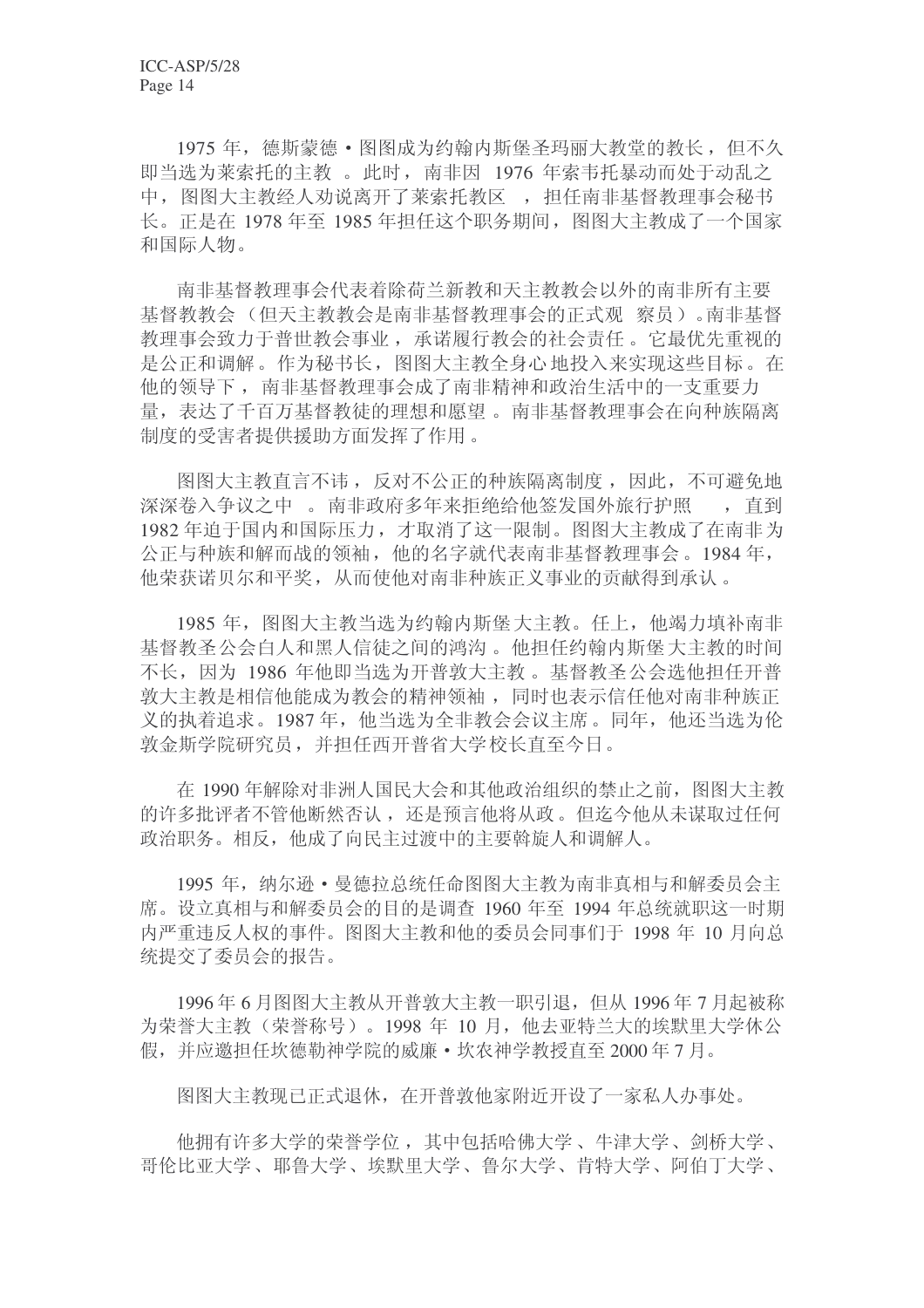1975 年，德斯蒙德・图图成为约翰内斯堡圣玛丽大教堂的教长，但不久即当选为莱索托的主教。此时，南非因 1976 年索韦托暴动而处于动乱之中，图图大主教经人劝说离开了莱索托教区，担任南非基督教理事会秘书长。正是在 1978 年至 1985 年担任这个职务期间，图图大主教成了一个国家和国际人物。

南非基督教理事会代表着除荷兰新教和天主教教会以外的南非所有主要基督教教会（但天主教教会是南非基督教理事会的正式观察员）。南非基督教理事会致力于普世教会事业，承诺履行教会的社会责任。它最优先重视的是公正和调解。作为秘书长，图图大主教全身心地投入来实现这些目标。在他的领导下，南非基督教理事会成了南非精神和政治生活中的一支重要力量，表达了千百万基督教徒的理想和愿望。南非基督教理事会在向种族隔离制度的受害者提供援助方面发挥了作用。

图图大主教直言不讳，反对不公正的种族隔离制度，因此，不可避免地深深卷入争议之中。南非政府多年来拒绝给他签发国外旅行护照，直到 1982 年迫于国内和国际压力，才取消了这一限制。图图大主教成了在南非为公正与种族和解而战的领袖，他的名字就代表南非基督教理事会。1984 年，他荣获诺贝尔和平奖，从而使他对南非种族正义事业的贡献得到承认。

1985 年，图图大主教当选为约翰内斯堡大主教。任上，他竭力填补南非基督教圣公会白人和黑人信徒之间的鸿沟。他担任约翰内斯堡大主教的时间不长，因为 1986 年他即当选为开普敦大主教。基督教圣公会选他担任开普敦大主教是相信他能成为教会的精神领袖，同时也表示信任他对南非种族正义的执着追求。1987 年，他当选为全非教会会议主席。同年，他还当选为伦敦金斯学院研究员，并担任西开普省大学校长直至今日。

在 1990 年解除对非洲人国民大会和其他政治组织的禁止之前，图图大主教的许多批评者不管他断然否认，还是预言他将从政。但迄今他从未谋取过任何政治职务。相反，他成了向民主过渡中的主要斡旋人和调解人。

1995 年，纳尔逊・曼德拉总统任命图图大主教为南非真相与和解委员会主席。设立真相与和解委员会的目的是调查 1960 年至 1994 年总统就职这一时期内严重违反人权的事件。图图大主教和他的委员会同事们于 1998 年 10 月向总统提交了委员会的报告。

1996 年 6 月图图大主教从开普敦大主教一职引退，但从 1996 年 7 月起被称为荣誉大主教（荣誉称号）。1998 年 10 月，他去亚特兰大的埃默里大学休公假，并应邀担任坎德勒神学院的威廉・坎农神学教授直至 2000 年 7 月。

图图大主教现已正式退休，在开普敦他家附近开设了一家私人办事处。

他拥有许多大学的荣誉学位，其中包括哈佛大学、牛津大学、剑桥大学、哥伦比亚大学、耶鲁大学、埃默里大学、鲁尔大学、肯特大学、阿伯丁大学、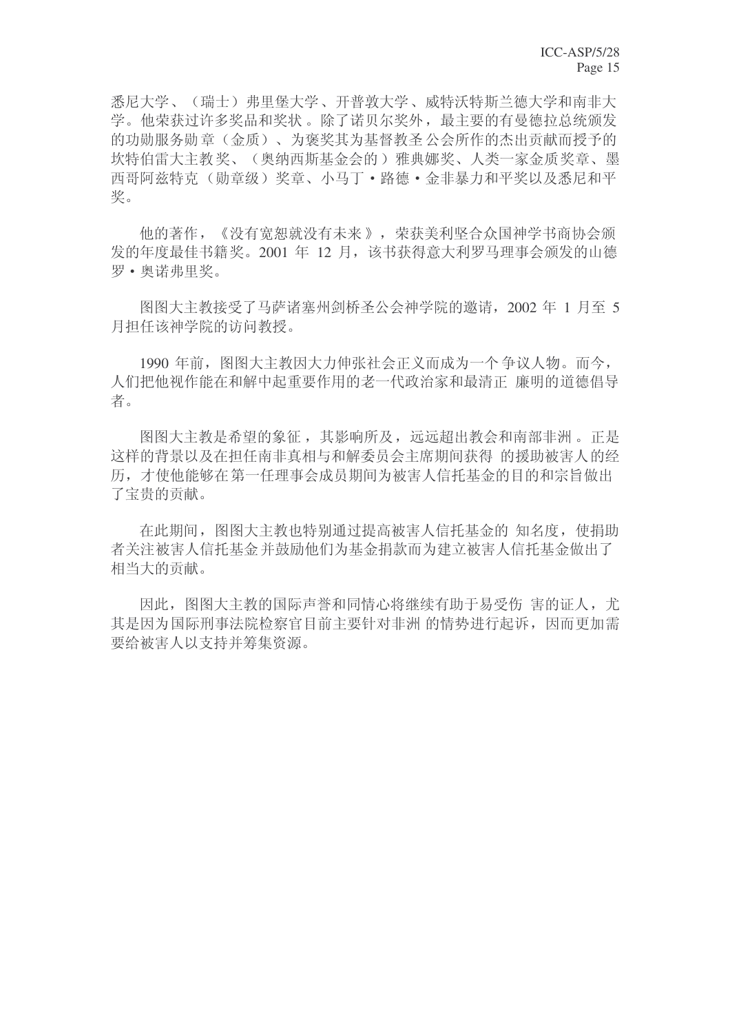悉尼大学、（瑞士）弗里堡大学、开普敦大学、威特沃特斯兰德大学和南非大学。他荣获过许多奖品和奖状。除了诺贝尔奖外，最主要的有曼德拉总统颁发的功勋服务勋章（金质）、为褒奖其为基督教圣公会所作的杰出贡献而授予的坎特伯雷大主教奖、（奥纳西斯基金会的）雅典娜奖、人类一家金质奖章、墨西哥阿兹特克（勋章级）奖章、小马丁•路德•金非暴力和平奖以及悉尼和平奖。

他的著作，《没有宽恕就没有未来》，荣获美利坚合众国神学书商协会颁发的年度最佳书籍奖。2001 年 12 月，该书获得意大利罗马理事会颁发的山德罗•奥诺弗里奖。

图图大主教接受了马萨诸塞州剑桥圣公会神学院的邀请，2002 年 1 月至 5 月担任该神学院的访问教授。

1990 年前，图图大主教因大力伸张社会正义而成为一个争议人物。而今，人们把他视作能在和解中起重要作用的老一代政治家和最清正廉明的道德倡导者。

图图大主教是希望的象征，其影响所及，远远超出教会和南部非洲。正是这样的背景以及在担任南非真相与和解委员会主席期间获得的援助被害人的经历，才使他能够在第一任理事会成员期间为被害人信托基金的目的和宗旨做出了宝贵的贡献。

在此期间，图图大主教也特别通过提高被害人信托基金的知名度，使捐助者关注被害人信托基金并鼓励他们为基金捐款而为建立被害人信托基金做出了相当大的贡献。

因此，图图大主教的国际声誉和同情心将继续有助于易受伤害的证人，尤其是因为国际刑事法院检察官目前主要针对非洲的情势进行起诉，因而更加需要给被害人以支持并筹集资源。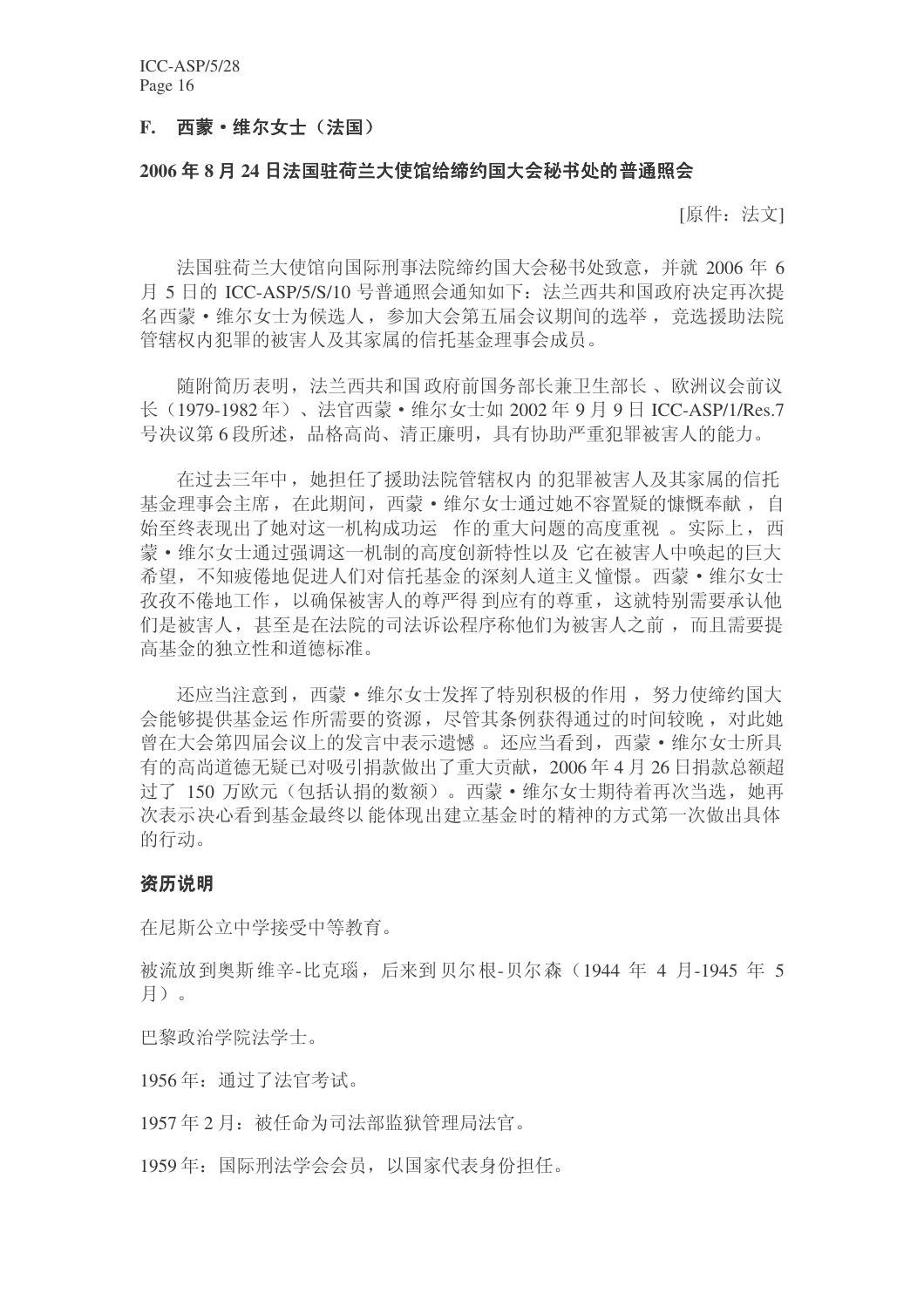## F. 西蒙·维尔女士（法国）

**2006 年 8 月 24 日法国驻荷兰大使馆给缔约国大会秘书处的普通照会**

[原件：法文]

法国驻荷兰大使馆向国际刑事法院缔约国大会秘书处致意，并就 2006 年 6 月 5 日的 ICC-ASP/5/S/10 号普通照会通知如下：法兰西共和国政府决定再次提名西蒙·维尔女士为候选人，参加大会第五届会议期间的选举，竞选援助法院管辖权内犯罪的被害人及其家属的信托基金理事会成员。

随附简历表明，法兰西共和国政府前国务部长兼卫生部长、欧洲议会前议长（1979-1982 年）、法官西蒙·维尔女士如 2002 年 9 月 9 日 ICC-ASP/1/Res.7 号决议第 6 段所述，品格高尚、清正廉明，具有协助严重犯罪被害人的能力。

在过去三年中，她担任了援助法院管辖权内的犯罪被害人及其家属的信托基金理事会主席，在此期间，西蒙·维尔女士通过她不容置疑的慷慨奉献，自始至终表现出了她对这一机构成功运作的重大问题的高度重视。实际上，西蒙·维尔女士通过强调这一机制的高度创新特性以及它在被害人中唤起的巨大希望，不知疲倦地促进人们对信托基金的深刻人道主义憧憬。西蒙·维尔女士孜孜不倦地工作，以确保被害人的尊严得到应有的尊重，这就特别需要承认他们是被害人，甚至是在法院的司法诉讼程序称他们为被害人之前，而且需要提高基金的独立性和道德标准。

还应当注意到，西蒙·维尔女士发挥了特别积极的作用，努力使缔约国大会能够提供基金运作所需要的资源，尽管其条例获得通过的时间较晚，对此她曾在大会第四届会议上的发言中表示遗憾。还应当看到，西蒙·维尔女士所具有的高尚道德无疑已对吸引捐款做出了重大贡献，2006 年 4 月 26 日捐款总额超过了 150 万欧元（包括认捐的数额）。西蒙·维尔女士期待着再次当选，她再次表示决心看到基金最终以能体现出建立基金时的精神的方式第一次做出具体的行动。

**资历说明**

在尼斯公立中学接受中等教育。

被流放到奥斯维辛-比克瑙，后来到贝尔根-贝尔森（1944 年 4 月-1945 年 5 月）。

巴黎政治学院法学士。

1956 年：通过了法官考试。

1957 年 2 月：被任命为司法部监狱管理局法官。

1959 年：国际刑法学会会员，以国家代表身份担任。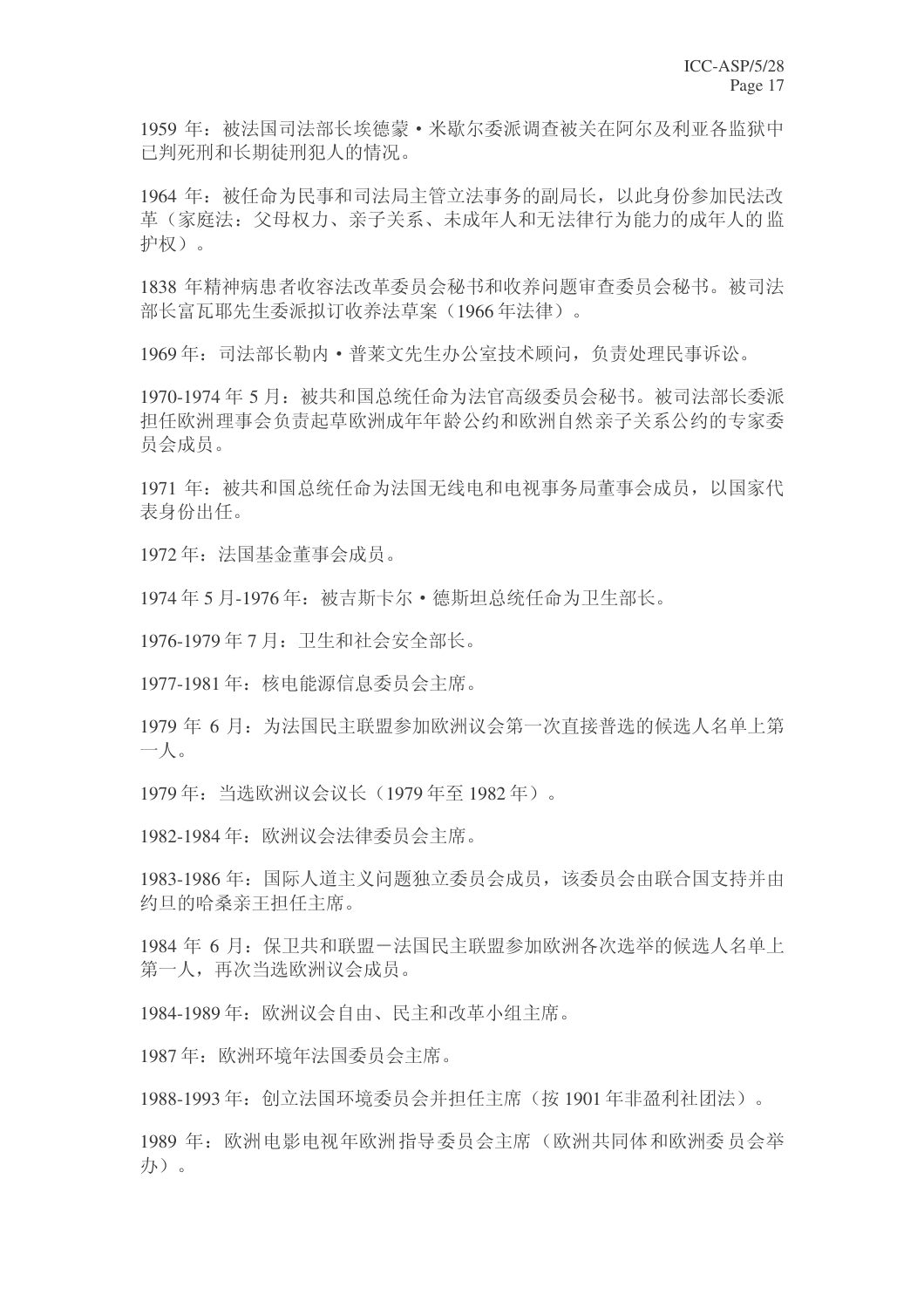1959 年：被法国司法部长埃德蒙・米歇尔委派调查被关在阿尔及利亚各监狱中已判死刑和长期徒刑犯人的情况。

1964 年：被任命为民事和司法局主管立法事务的副局长，以此身份参加民法改革（家庭法：父母权力、亲子关系、未成年人和无法律行为能力的成年人的监护权）。

1838 年精神病患者收容法改革委员会秘书和收养问题审查委员会秘书。被司法部长富瓦耶先生委派拟订收养法草案（1966 年法律）。

1969 年：司法部长勒内・普莱文先生办公室技术顾问，负责处理民事诉讼。

1970-1974 年 5 月：被共和国总统任命为法官高级委员会秘书。被司法部长委派担任欧洲理事会负责起草欧洲成年年龄公约和欧洲自然亲子关系公约的专家委员会成员。

1971 年：被共和国总统任命为法国无线电和电视事务局董事会成员，以国家代表身份出任。

1972 年：法国基金董事会成员。

1974 年 5 月-1976 年：被吉斯卡尔・德斯坦总统任命为卫生部长。

1976-1979 年 7 月：卫生和社会安全部长。

1977-1981 年：核电能源信息委员会主席。

1979 年 6 月：为法国民主联盟参加欧洲议会第一次直接普选的候选人名单上第一人。

1979 年：当选欧洲议会议长（1979 年至 1982 年）。

1982-1984 年：欧洲议会法律委员会主席。

1983-1986 年：国际人道主义问题独立委员会成员，该委员会由联合国支持并由约旦的哈桑亲王担任主席。

1984 年 6 月：保卫共和联盟－法国民主联盟参加欧洲各次选举的候选人名单上第一人，再次当选欧洲议会成员。

1984-1989 年：欧洲议会自由、民主和改革小组主席。

1987 年：欧洲环境年法国委员会主席。

1988-1993 年：创立法国环境委员会并担任主席（按 1901 年非盈利社团法）。

1989 年：欧洲电影电视年欧洲指导委员会主席（欧洲共同体和欧洲委员会举办）。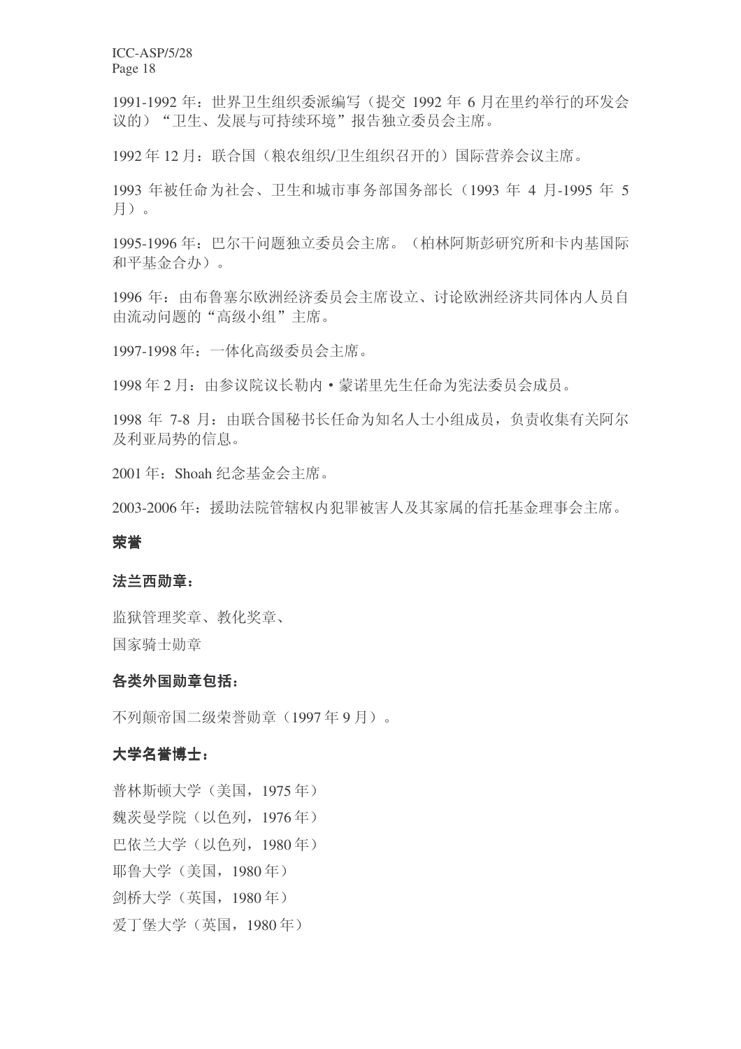1991-1992 年：世界卫生组织委派编写（提交 1992 年 6 月在里约举行的环发会议的）“卫生、发展与可持续环境”报告独立委员会主席。

1992 年 12 月：联合国（粮农组织/卫生组织召开的）国际营养会议主席。

1993 年被任命为社会、卫生和城市事务部国务部长（1993 年 4 月-1995 年 5 月）。

1995-1996 年：巴尔干问题独立委员会主席。（柏林阿斯彭研究所和卡内基国际和平基金合办）。

1996 年：由布鲁塞尔欧洲经济委员会主席设立、讨论欧洲经济共同体内人员自由流动问题的“高级小组”主席。

1997-1998 年：一体化高级委员会主席。

1998 年 2 月：由参议院议长勒内・蒙诺里先生任命为宪法委员会成员。

1998 年 7-8 月：由联合国秘书长任命为知名人士小组成员，负责收集有关阿尔及利亚局势的信息。

2001 年：Shoah 纪念基金会主席。

2003-2006 年：援助法院管辖权内犯罪被害人及其家属的信托基金理事会主席。

## 荣誉

### 法兰西勋章：

监狱管理奖章、教化奖章、

国家骑士勋章

### 各类外国勋章包括：

不列颠帝国二级荣誉勋章（1997 年 9 月）。

### 大学名誉博士：

普林斯顿大学（美国，1975 年）

魏茨曼学院（以色列，1976 年）

巴依兰大学（以色列，1980 年）

耶鲁大学（美国，1980 年）

剑桥大学（英国，1980 年）

爱丁堡大学（英国，1980 年）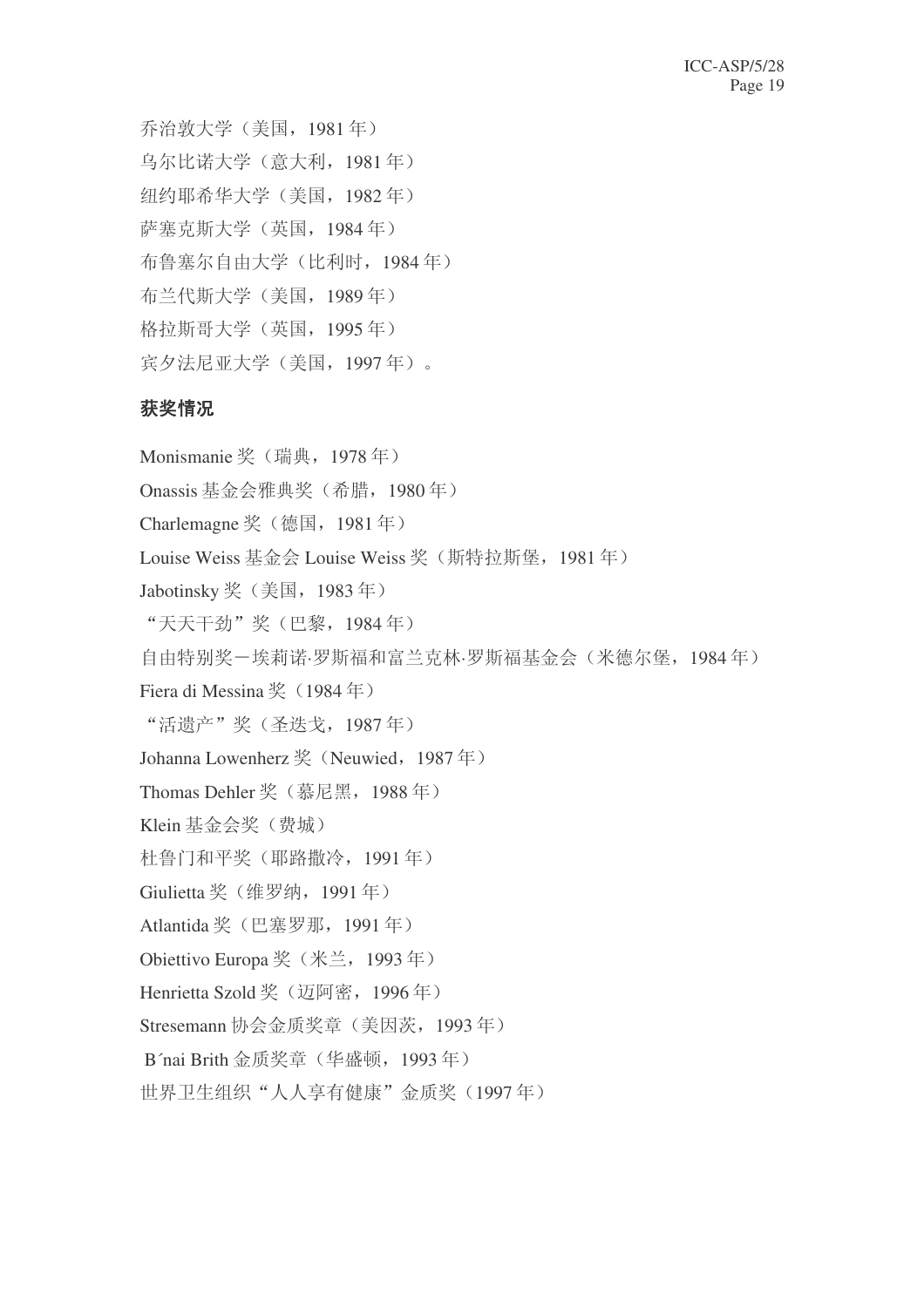乔治敦大学（美国，1981 年）

乌尔比诺大学（意大利，1981 年）

纽约耶希华大学（美国，1982 年）

萨塞克斯大学（英国，1984 年）

布鲁塞尔自由大学（比利时，1984 年）

布兰代斯大学（美国，1989 年）

格拉斯哥大学（英国，1995 年）

宾夕法尼亚大学（美国，1997 年）。

**获奖情况**

Monismanie 奖（瑞典，1978 年）

Onassis 基金会雅典奖（希腊，1980 年）

Charlemagne 奖（德国，1981 年）

Louise Weiss 基金会 Louise Weiss 奖（斯特拉斯堡，1981 年）

Jabotinsky 奖（美国，1983 年）

"天天干劲"奖（巴黎，1984 年）

自由特别奖－埃莉诺·罗斯福和富兰克林·罗斯福基金会（米德尔堡，1984 年）

Fiera di Messina 奖（1984 年）

"活遗产"奖（圣迭戈，1987 年）

Johanna Lowenherz 奖（Neuwied，1987 年）

Thomas Dehler 奖（慕尼黑，1988 年）

Klein 基金会奖（费城）

杜鲁门和平奖（耶路撒冷，1991 年）

Giulietta 奖（维罗纳，1991 年）

Atlantida 奖（巴塞罗那，1991 年）

Obiettivo Europa 奖（米兰，1993 年）

Henrietta Szold 奖（迈阿密，1996 年）

Stresemann 协会金质奖章（美因茨，1993 年）

B´nai Brith 金质奖章（华盛顿，1993 年）

世界卫生组织"人人享有健康"金质奖（1997 年）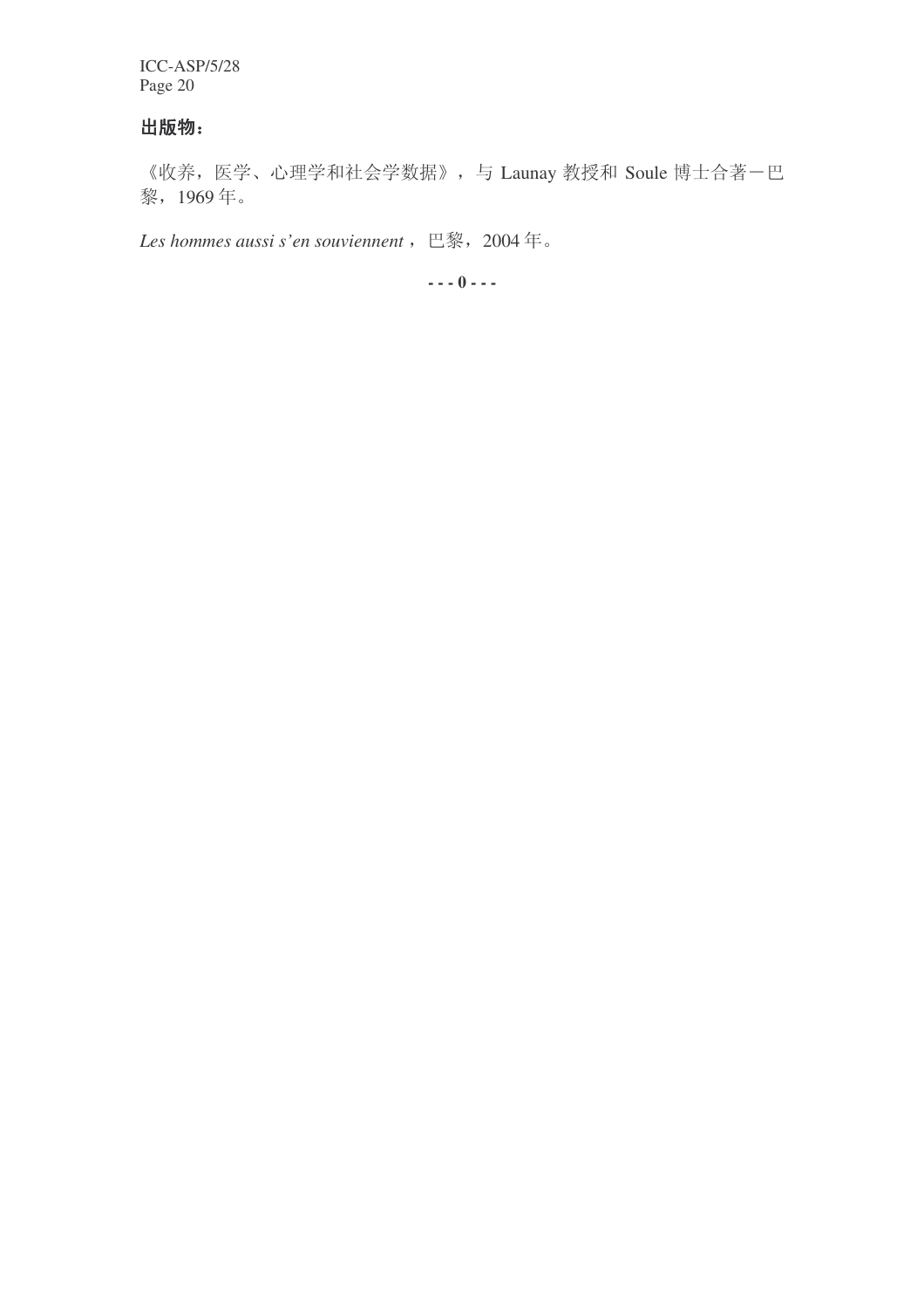**出版物：**

《收养，医学、心理学和社会学数据》，与 Launay 教授和 Soule 博士合著－巴黎，1969 年。

*Les hommes aussi s'en souviennent*，巴黎，2004 年。

**- - - 0 - - -**